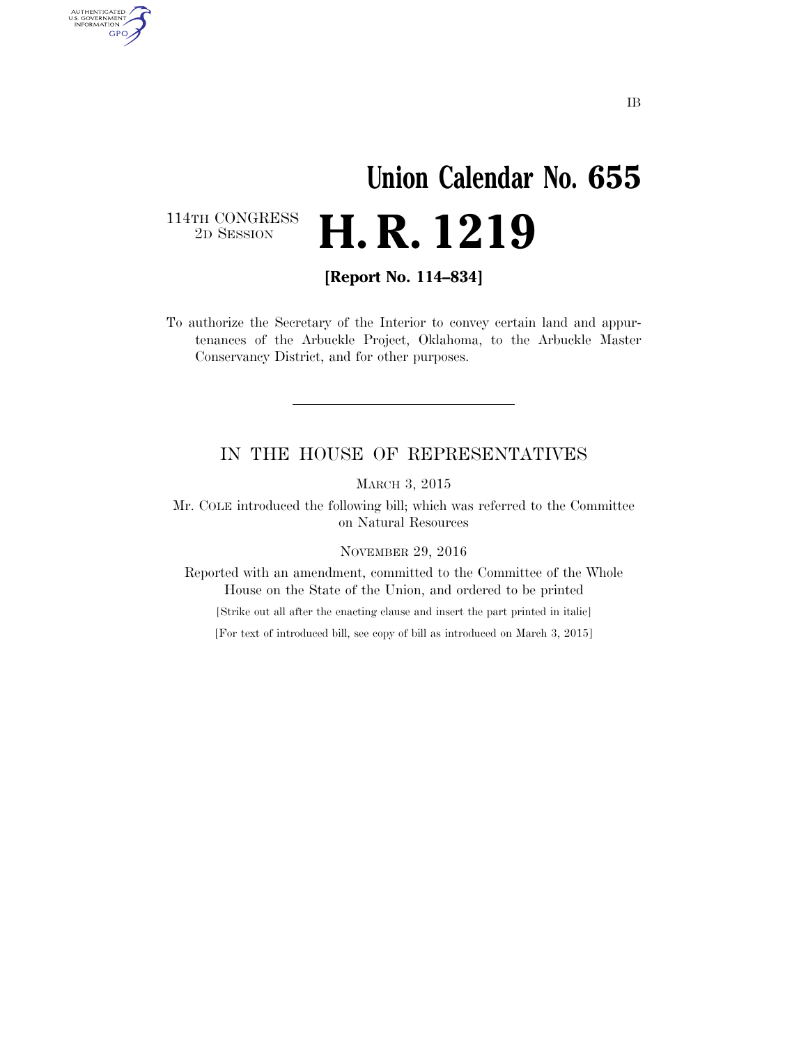IB

# Union Calendar No. 655

114TH CONGRESS
2D SESSION

# H. R. 1219

**[Report No. 114–834]**

To authorize the Secretary of the Interior to convey certain land and appurtenances of the Arbuckle Project, Oklahoma, to the Arbuckle Master Conservancy District, and for other purposes.

---

## IN THE HOUSE OF REPRESENTATIVES

MARCH 3, 2015

Mr. COLE introduced the following bill; which was referred to the Committee on Natural Resources

NOVEMBER 29, 2016

Reported with an amendment, committed to the Committee of the Whole House on the State of the Union, and ordered to be printed

[Strike out all after the enacting clause and insert the part printed in italic]

[For text of introduced bill, see copy of bill as introduced on March 3, 2015]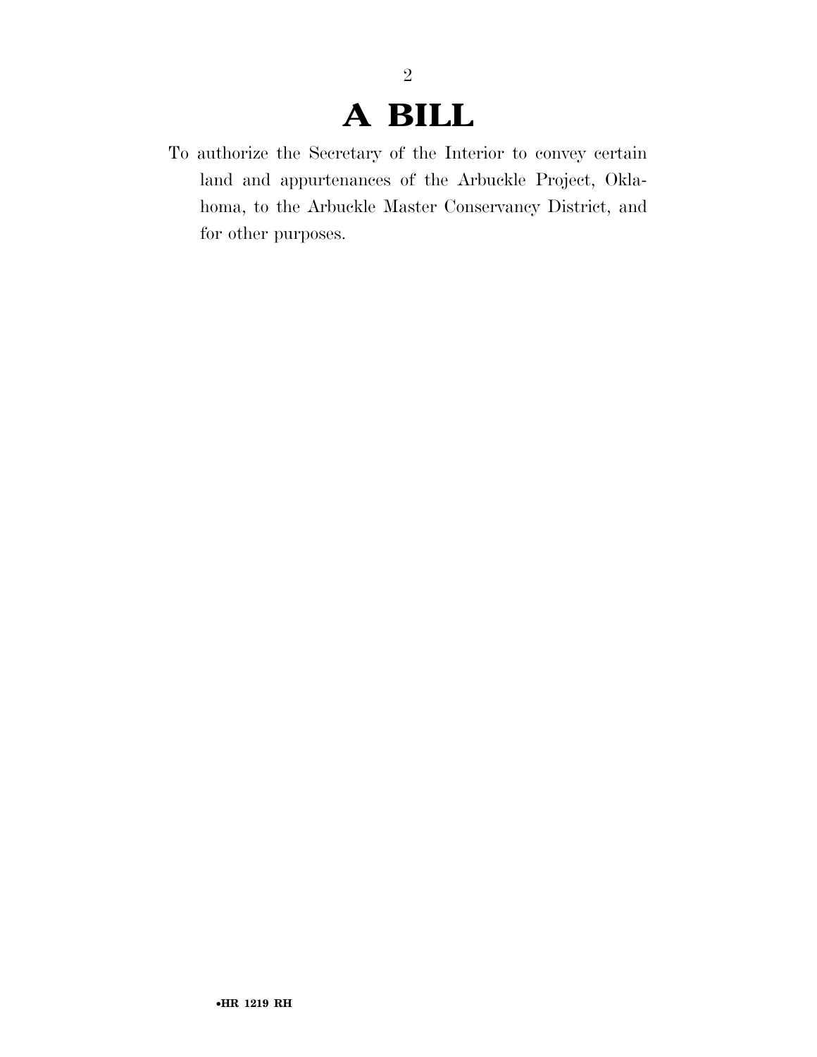# A BILL

To authorize the Secretary of the Interior to convey certain land and appurtenances of the Arbuckle Project, Oklahoma, to the Arbuckle Master Conservancy District, and for other purposes.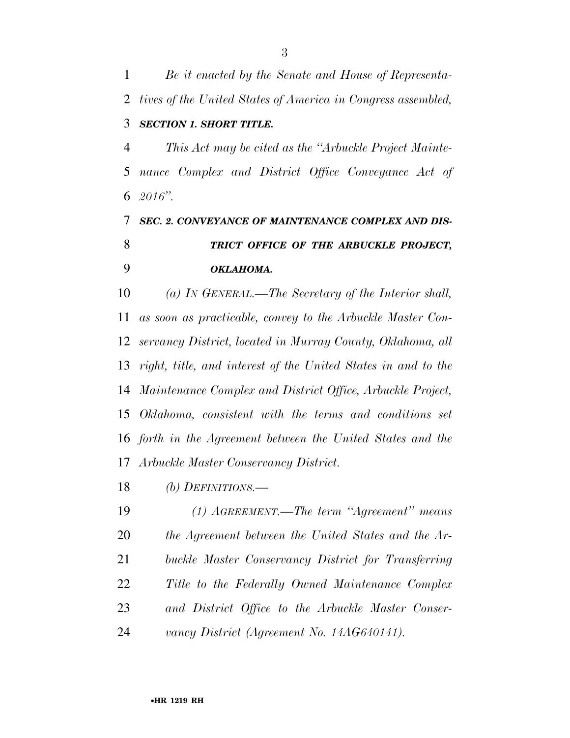*Be it enacted by the Senate and House of Representatives of the United States of America in Congress assembled,*

***SECTION 1. SHORT TITLE.***

*This Act may be cited as the "Arbuckle Project Maintenance Complex and District Office Conveyance Act of 2016".*

***SEC. 2. CONVEYANCE OF MAINTENANCE COMPLEX AND DISTRICT OFFICE OF THE ARBUCKLE PROJECT, OKLAHOMA.***

*(a) IN GENERAL.—The Secretary of the Interior shall, as soon as practicable, convey to the Arbuckle Master Conservancy District, located in Murray County, Oklahoma, all right, title, and interest of the United States in and to the Maintenance Complex and District Office, Arbuckle Project, Oklahoma, consistent with the terms and conditions set forth in the Agreement between the United States and the Arbuckle Master Conservancy District.*

*(b) DEFINITIONS.—*

*(1) AGREEMENT.—The term "Agreement" means the Agreement between the United States and the Arbuckle Master Conservancy District for Transferring Title to the Federally Owned Maintenance Complex and District Office to the Arbuckle Master Conservancy District (Agreement No. 14AG640141).*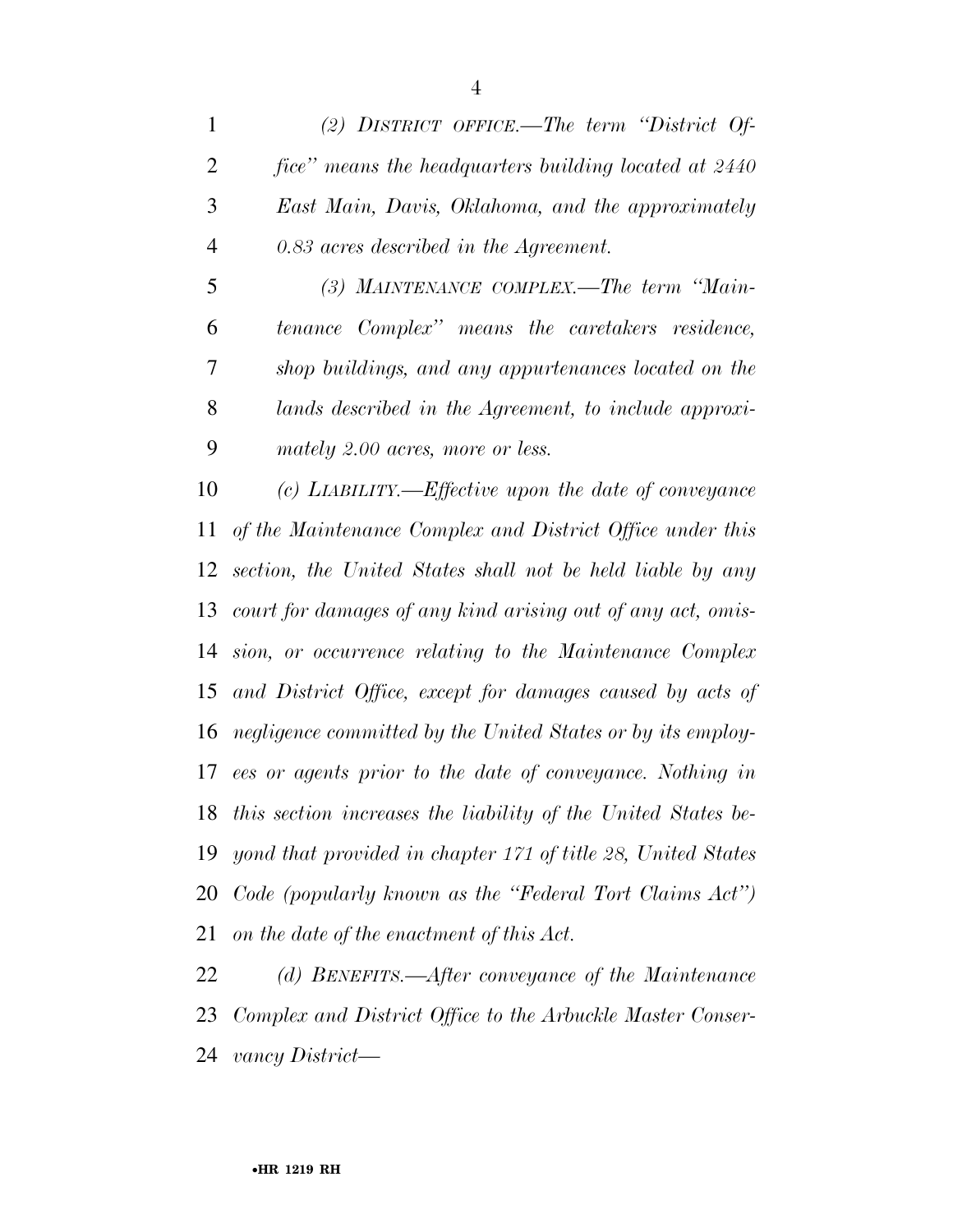*(2) DISTRICT OFFICE.—The term "District Office" means the headquarters building located at 2440 East Main, Davis, Oklahoma, and the approximately 0.83 acres described in the Agreement.*

*(3) MAINTENANCE COMPLEX.—The term "Maintenance Complex" means the caretakers residence, shop buildings, and any appurtenances located on the lands described in the Agreement, to include approximately 2.00 acres, more or less.*

*(c) LIABILITY.—Effective upon the date of conveyance of the Maintenance Complex and District Office under this section, the United States shall not be held liable by any court for damages of any kind arising out of any act, omission, or occurrence relating to the Maintenance Complex and District Office, except for damages caused by acts of negligence committed by the United States or by its employees or agents prior to the date of conveyance. Nothing in this section increases the liability of the United States beyond that provided in chapter 171 of title 28, United States Code (popularly known as the "Federal Tort Claims Act") on the date of the enactment of this Act.*

*(d) BENEFITS.—After conveyance of the Maintenance Complex and District Office to the Arbuckle Master Conservancy District—*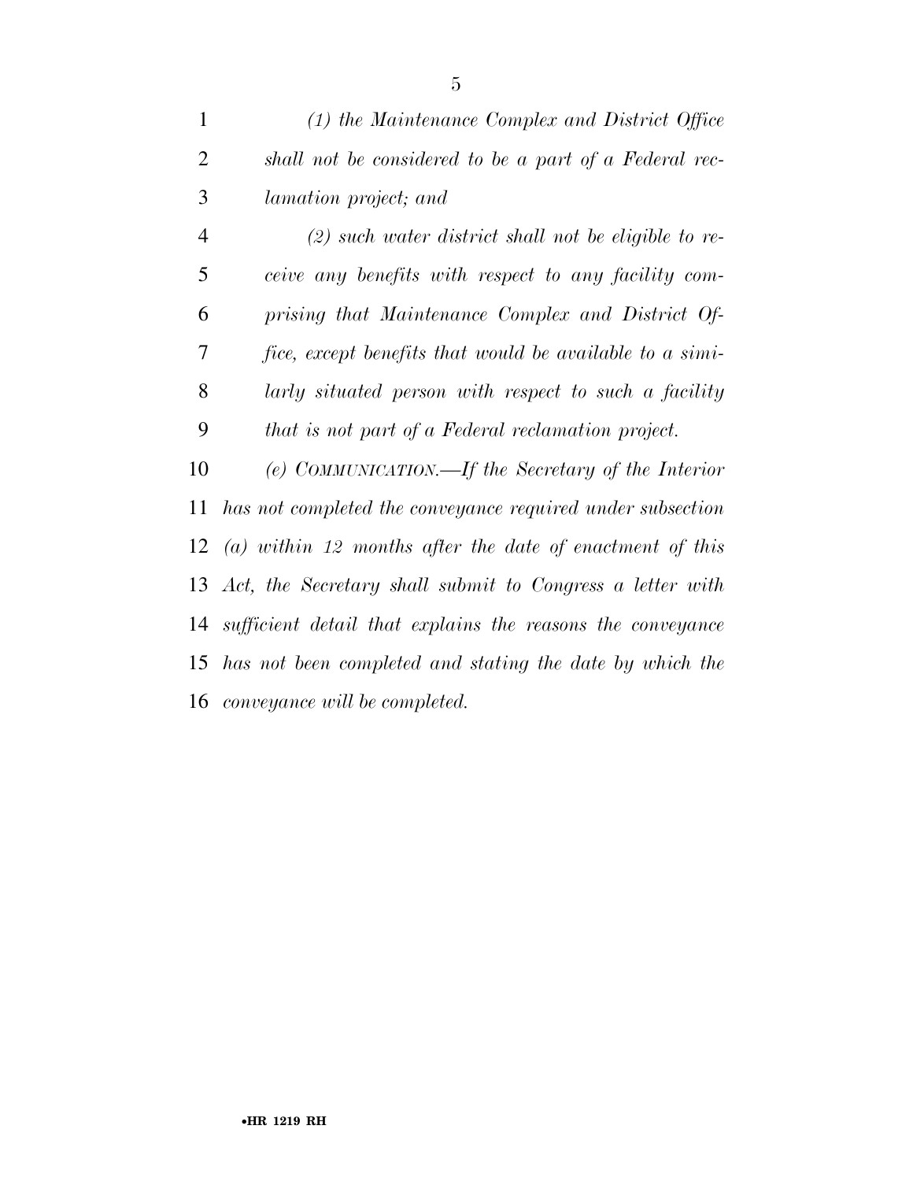*(1) the Maintenance Complex and District Office shall not be considered to be a part of a Federal reclamation project; and*

*(2) such water district shall not be eligible to receive any benefits with respect to any facility comprising that Maintenance Complex and District Office, except benefits that would be available to a similarly situated person with respect to such a facility that is not part of a Federal reclamation project.*

*(e) COMMUNICATION.—If the Secretary of the Interior has not completed the conveyance required under subsection (a) within 12 months after the date of enactment of this Act, the Secretary shall submit to Congress a letter with sufficient detail that explains the reasons the conveyance has not been completed and stating the date by which the conveyance will be completed.*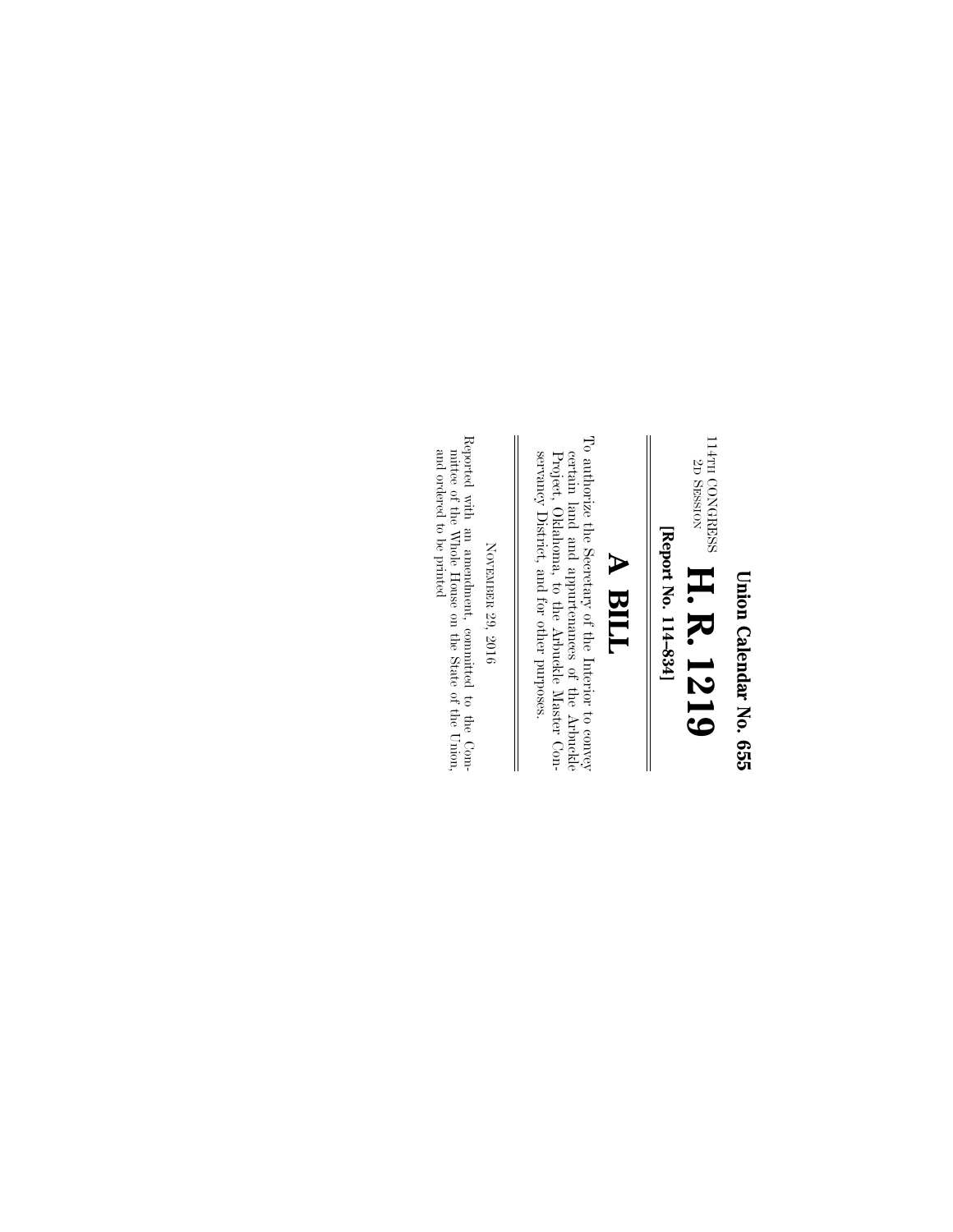Union Calendar No. 655

114TH CONGRESS
2D SESSION

# H. R. 1219

**[Report No. 114–834]**

# A BILL

To authorize the Secretary of the Interior to convey certain land and appurtenances of the Arbuckle Project, Oklahoma, to the Arbuckle Master Conservancy District, and for other purposes.

NOVEMBER 29, 2016

Reported with an amendment, committed to the Committee of the Whole House on the State of the Union, and ordered to be printed